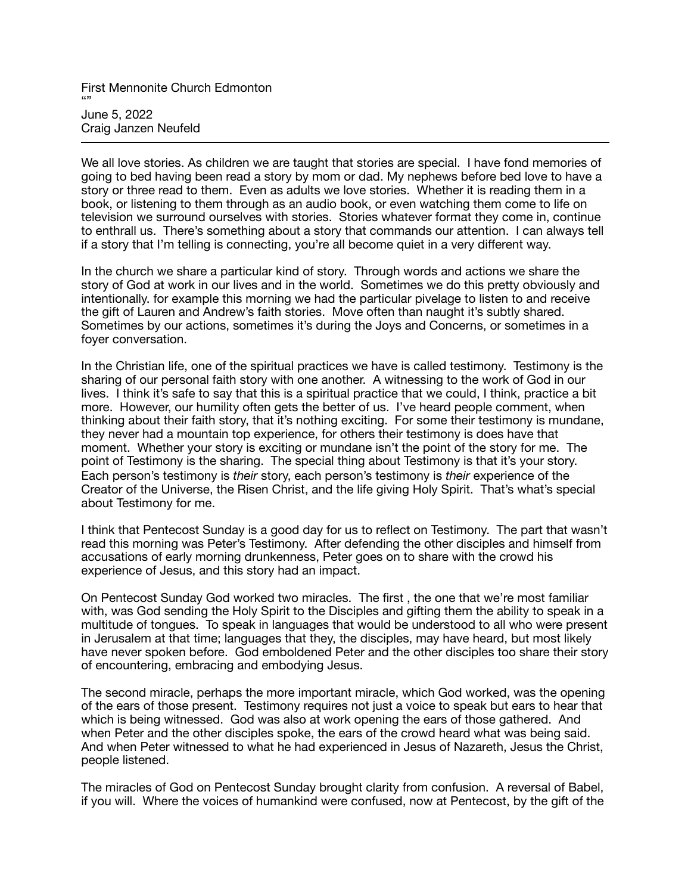First Mennonite Church Edmonton
“”
June 5, 2022
Craig Janzen Neufeld

---

We all love stories. As children we are taught that stories are special. I have fond memories of going to bed having been read a story by mom or dad. My nephews before bed love to have a story or three read to them. Even as adults we love stories. Whether it is reading them in a book, or listening to them through as an audio book, or even watching them come to life on television we surround ourselves with stories. Stories whatever format they come in, continue to enthrall us. There's something about a story that commands our attention. I can always tell if a story that I'm telling is connecting, you're all become quiet in a very different way.

In the church we share a particular kind of story. Through words and actions we share the story of God at work in our lives and in the world. Sometimes we do this pretty obviously and intentionally. for example this morning we had the particular pivelage to listen to and receive the gift of Lauren and Andrew's faith stories. Move often than naught it's subtly shared. Sometimes by our actions, sometimes it's during the Joys and Concerns, or sometimes in a foyer conversation.

In the Christian life, one of the spiritual practices we have is called testimony. Testimony is the sharing of our personal faith story with one another. A witnessing to the work of God in our lives. I think it's safe to say that this is a spiritual practice that we could, I think, practice a bit more. However, our humility often gets the better of us. I've heard people comment, when thinking about their faith story, that it's nothing exciting. For some their testimony is mundane, they never had a mountain top experience, for others their testimony is does have that moment. Whether your story is exciting or mundane isn't the point of the story for me. The point of Testimony is the sharing. The special thing about Testimony is that it's your story. Each person's testimony is *their* story, each person's testimony is *their* experience of the Creator of the Universe, the Risen Christ, and the life giving Holy Spirit. That's what's special about Testimony for me.

I think that Pentecost Sunday is a good day for us to reflect on Testimony. The part that wasn't read this morning was Peter's Testimony. After defending the other disciples and himself from accusations of early morning drunkenness, Peter goes on to share with the crowd his experience of Jesus, and this story had an impact.

On Pentecost Sunday God worked two miracles. The first , the one that we're most familiar with, was God sending the Holy Spirit to the Disciples and gifting them the ability to speak in a multitude of tongues. To speak in languages that would be understood to all who were present in Jerusalem at that time; languages that they, the disciples, may have heard, but most likely have never spoken before. God emboldened Peter and the other disciples too share their story of encountering, embracing and embodying Jesus.

The second miracle, perhaps the more important miracle, which God worked, was the opening of the ears of those present. Testimony requires not just a voice to speak but ears to hear that which is being witnessed. God was also at work opening the ears of those gathered. And when Peter and the other disciples spoke, the ears of the crowd heard what was being said. And when Peter witnessed to what he had experienced in Jesus of Nazareth, Jesus the Christ, people listened.

The miracles of God on Pentecost Sunday brought clarity from confusion. A reversal of Babel, if you will. Where the voices of humankind were confused, now at Pentecost, by the gift of the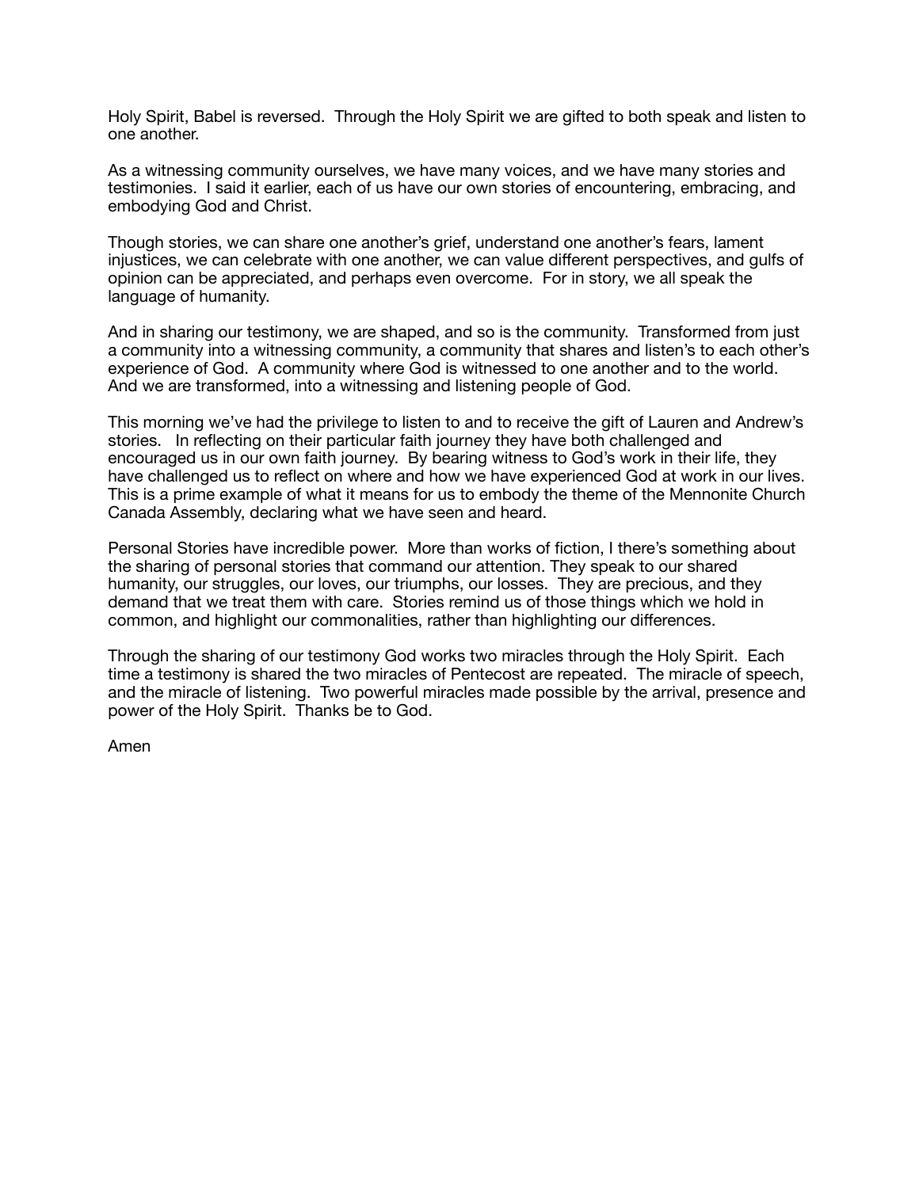Holy Spirit, Babel is reversed. Through the Holy Spirit we are gifted to both speak and listen to one another.

As a witnessing community ourselves, we have many voices, and we have many stories and testimonies. I said it earlier, each of us have our own stories of encountering, embracing, and embodying God and Christ.

Though stories, we can share one another's grief, understand one another's fears, lament injustices, we can celebrate with one another, we can value different perspectives, and gulfs of opinion can be appreciated, and perhaps even overcome. For in story, we all speak the language of humanity.

And in sharing our testimony, we are shaped, and so is the community. Transformed from just a community into a witnessing community, a community that shares and listen's to each other's experience of God. A community where God is witnessed to one another and to the world. And we are transformed, into a witnessing and listening people of God.

This morning we've had the privilege to listen to and to receive the gift of Lauren and Andrew's stories. In reflecting on their particular faith journey they have both challenged and encouraged us in our own faith journey. By bearing witness to God's work in their life, they have challenged us to reflect on where and how we have experienced God at work in our lives. This is a prime example of what it means for us to embody the theme of the Mennonite Church Canada Assembly, declaring what we have seen and heard.

Personal Stories have incredible power. More than works of fiction, I there's something about the sharing of personal stories that command our attention. They speak to our shared humanity, our struggles, our loves, our triumphs, our losses. They are precious, and they demand that we treat them with care. Stories remind us of those things which we hold in common, and highlight our commonalities, rather than highlighting our differences.

Through the sharing of our testimony God works two miracles through the Holy Spirit. Each time a testimony is shared the two miracles of Pentecost are repeated. The miracle of speech, and the miracle of listening. Two powerful miracles made possible by the arrival, presence and power of the Holy Spirit. Thanks be to God.

Amen